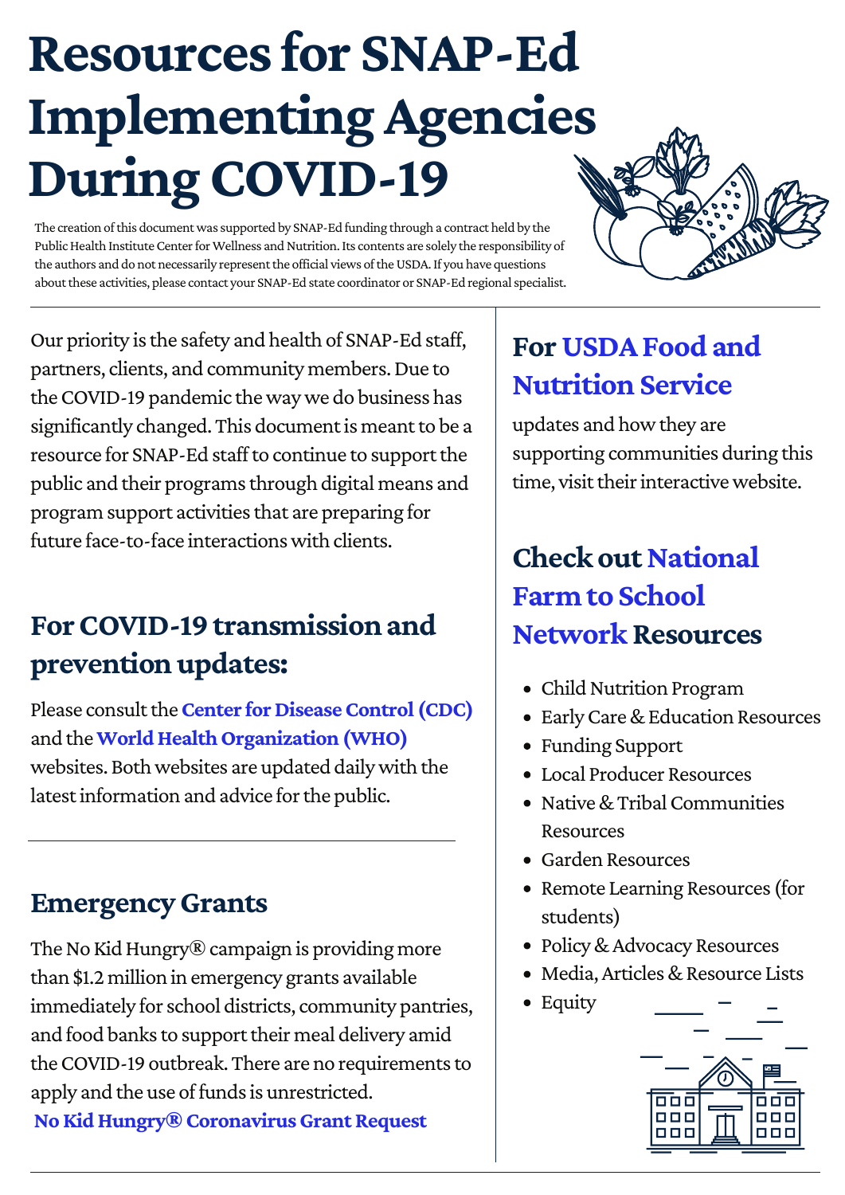# Resources for SNAP-Ed Implementing Agencies During COVID-19

The creation of this document was supported by SNAP-Ed funding through a contract held by the Public Health Institute Center for Wellness and Nutrition. Its contents are solely the responsibility of the authors and do not necessarily represent the official views of the USDA. If you have questions about these activities, please contact your SNAP-Ed state coordinator or SNAP-Ed regional specialist.

Our priority is the safety and health of SNAP-Ed staff, partners, clients, and community members. Due to the COVID-19 pandemic the way we do business has significantly changed. This document is meant to be a resource for SNAP-Ed staff to continue to support the public and their programs through digital means and program support activities that are preparing for future face-to-face interactions with clients.

## For COVID-19 transmission and prevention updates:

Please consult the **Center for Disease Control (CDC)** and the **World Health Organization (WHO)** websites. Both websites are updated daily with the latest information and advice for the public.

## Emergency Grants

The No Kid Hungry® campaign is providing more than $1.2 million in emergency grants available immediately for school districts, community pantries, and food banks to support their meal delivery amid the COVID-19 outbreak. There are no requirements to apply and the use of funds is unrestricted.

**No Kid Hungry® Coronavirus Grant Request**

## For USDA Food and Nutrition Service

updates and how they are supporting communities during this time, visit their interactive website.

## Check out National Farm to School Network Resources

- Child Nutrition Program
- Early Care & Education Resources
- Funding Support
- Local Producer Resources
- Native & Tribal Communities Resources
- Garden Resources
- Remote Learning Resources (for students)
- Policy & Advocacy Resources
- Media, Articles & Resource Lists
- Equity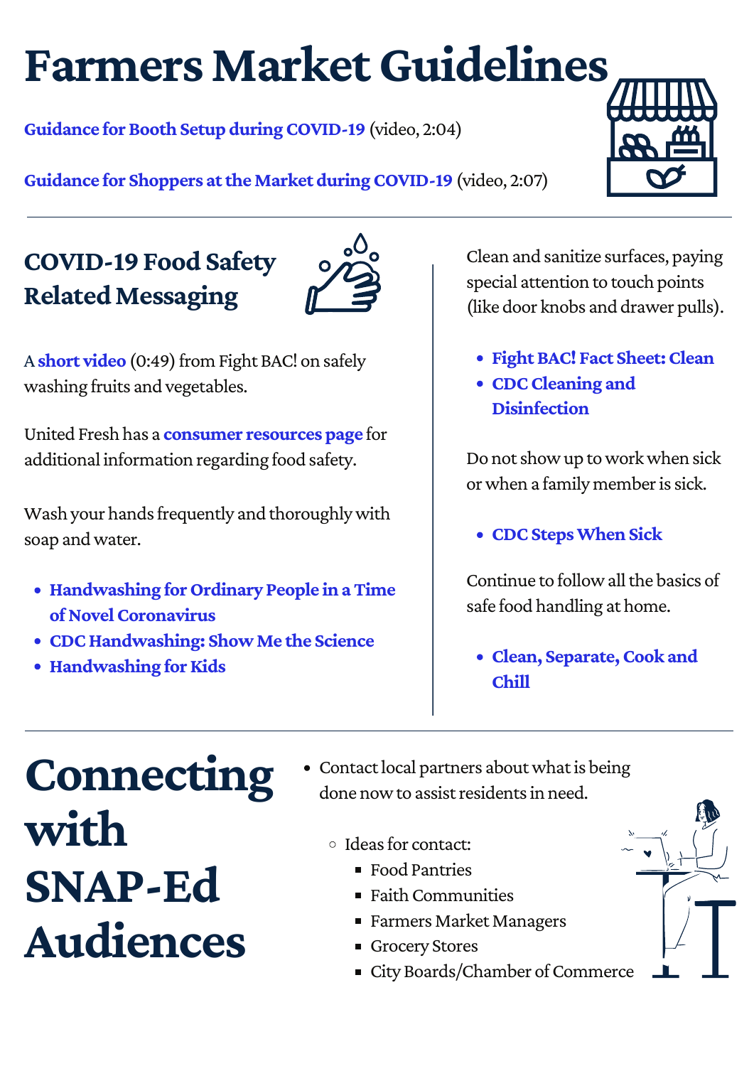# Farmers Market Guidelines

**Guidance for Booth Setup during COVID-19** (video, 2:04)

**Guidance for Shoppers at the Market during COVID-19** (video, 2:07)

## COVID-19 Food Safety Related Messaging

A **short video** (0:49) from Fight BAC! on safely washing fruits and vegetables.

United Fresh has a **consumer resources page** for additional information regarding food safety.

Wash your hands frequently and thoroughly with soap and water.

- **Handwashing for Ordinary People in a Time of Novel Coronavirus**
- **CDC Handwashing: Show Me the Science**
- **Handwashing for Kids**

Clean and sanitize surfaces, paying special attention to touch points (like door knobs and drawer pulls).

- **Fight BAC! Fact Sheet: Clean**
- **CDC Cleaning and Disinfection**

Do not show up to work when sick or when a family member is sick.

- **CDC Steps When Sick**

Continue to follow all the basics of safe food handling at home.

- **Clean, Separate, Cook and Chill**

# Connecting with SNAP-Ed Audiences

- Contact local partners about what is being done now to assist residents in need.
  - Ideas for contact:
    - Food Pantries
    - Faith Communities
    - Farmers Market Managers
    - Grocery Stores
    - City Boards/Chamber of Commerce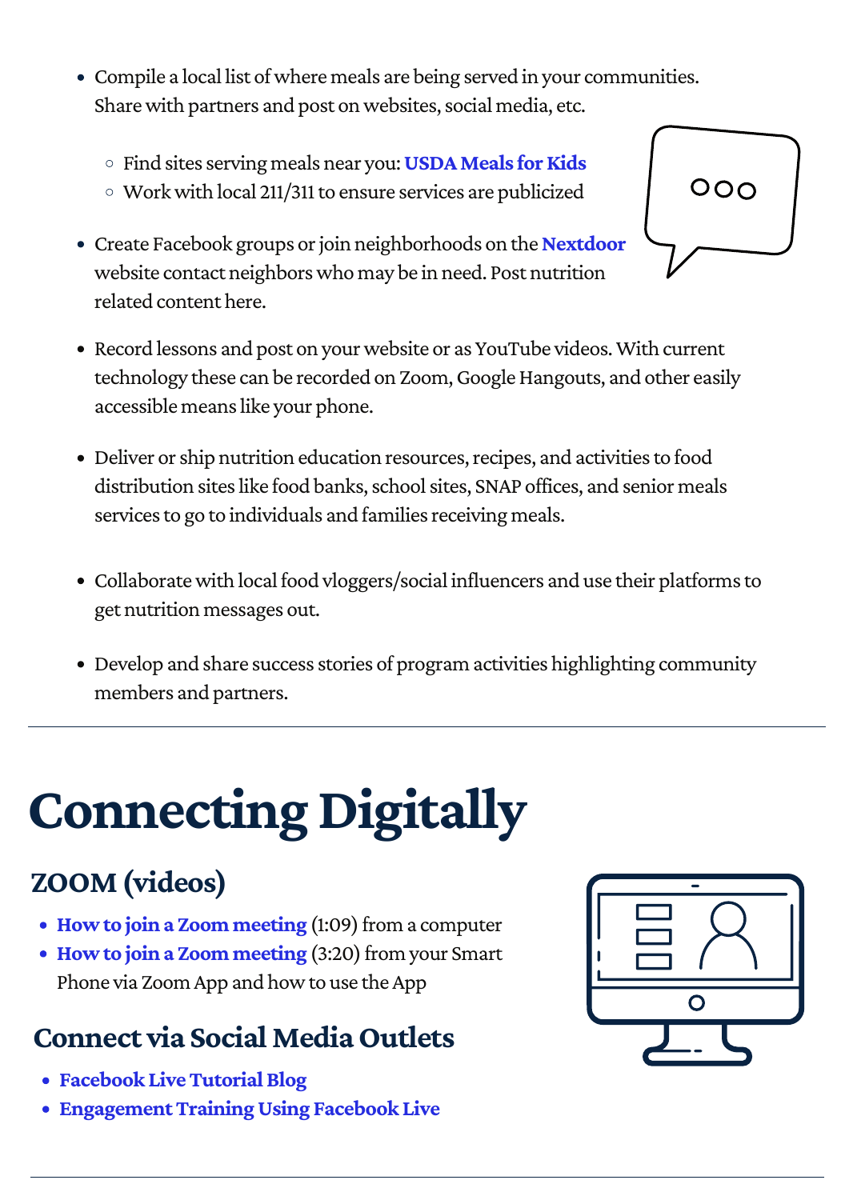- Compile a local list of where meals are being served in your communities. Share with partners and post on websites, social media, etc.
  - Find sites serving meals near you: **USDA Meals for Kids**
  - Work with local 211/311 to ensure services are publicized
- Create Facebook groups or join neighborhoods on the **Nextdoor** website contact neighbors who may be in need. Post nutrition related content here.
- Record lessons and post on your website or as YouTube videos. With current technology these can be recorded on Zoom, Google Hangouts, and other easily accessible means like your phone.
- Deliver or ship nutrition education resources, recipes, and activities to food distribution sites like food banks, school sites, SNAP offices, and senior meals services to go to individuals and families receiving meals.
- Collaborate with local food vloggers/social influencers and use their platforms to get nutrition messages out.
- Develop and share success stories of program activities highlighting community members and partners.

# Connecting Digitally

## ZOOM (videos)

- **How to join a Zoom meeting** (1:09) from a computer
- **How to join a Zoom meeting** (3:20) from your Smart Phone via Zoom App and how to use the App

## Connect via Social Media Outlets

- **Facebook Live Tutorial Blog**
- **Engagement Training Using Facebook Live**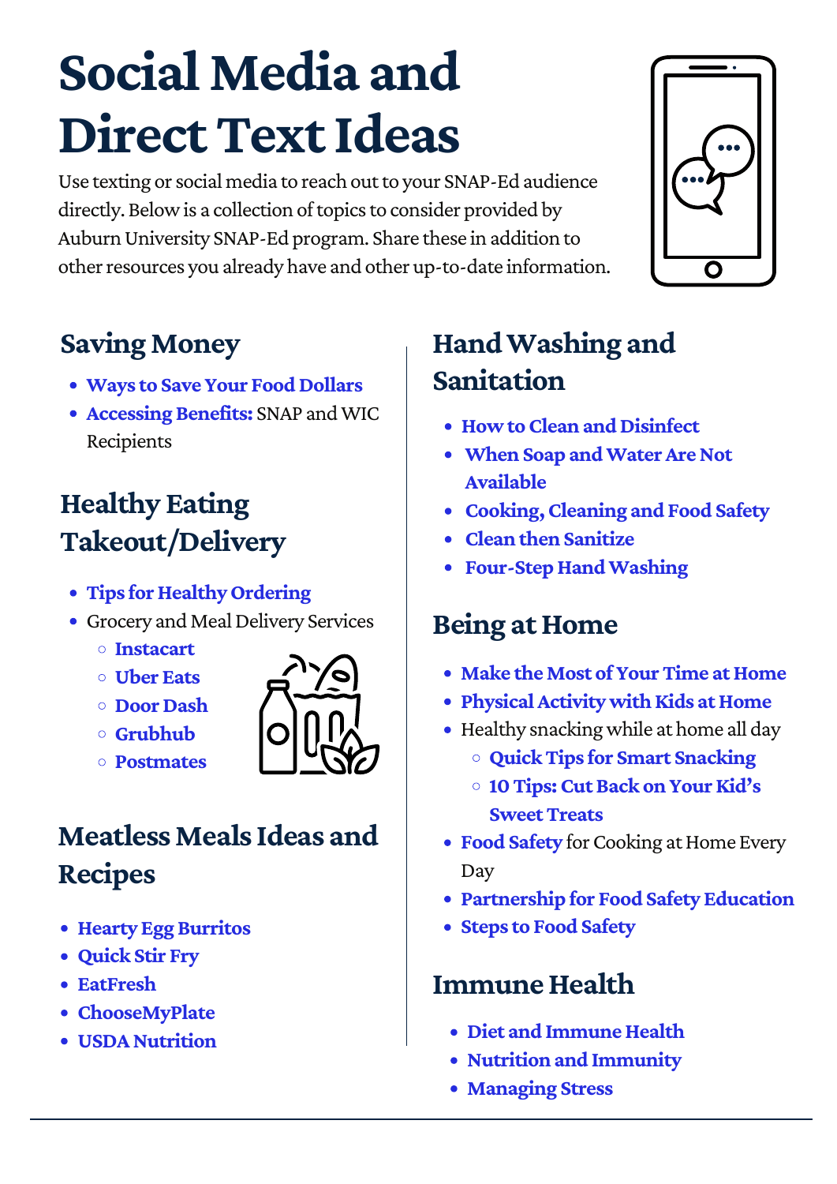# Social Media and Direct Text Ideas

Use texting or social media to reach out to your SNAP-Ed audience directly. Below is a collection of topics to consider provided by Auburn University SNAP-Ed program. Share these in addition to other resources you already have and other up-to-date information.

## Saving Money

- **Ways to Save Your Food Dollars**
- **Accessing Benefits:** SNAP and WIC Recipients

## Healthy Eating Takeout/Delivery

- **Tips for Healthy Ordering**
- Grocery and Meal Delivery Services
  - **Instacart**
  - **Uber Eats**
  - **Door Dash**
  - **Grubhub**
  - **Postmates**

## Meatless Meals Ideas and Recipes

- **Hearty Egg Burritos**
- **Quick Stir Fry**
- **EatFresh**
- **ChooseMyPlate**
- **USDA Nutrition**

## Hand Washing and Sanitation

- **How to Clean and Disinfect**
- **When Soap and Water Are Not Available**
- **Cooking, Cleaning and Food Safety**
- **Clean then Sanitize**
- **Four-Step Hand Washing**

## Being at Home

- **Make the Most of Your Time at Home**
- **Physical Activity with Kids at Home**
- Healthy snacking while at home all day
  - **Quick Tips for Smart Snacking**
  - **10 Tips: Cut Back on Your Kid's Sweet Treats**
- **Food Safety** for Cooking at Home Every Day
- **Partnership for Food Safety Education**
- **Steps to Food Safety**

## Immune Health

- **Diet and Immune Health**
- **Nutrition and Immunity**
- **Managing Stress**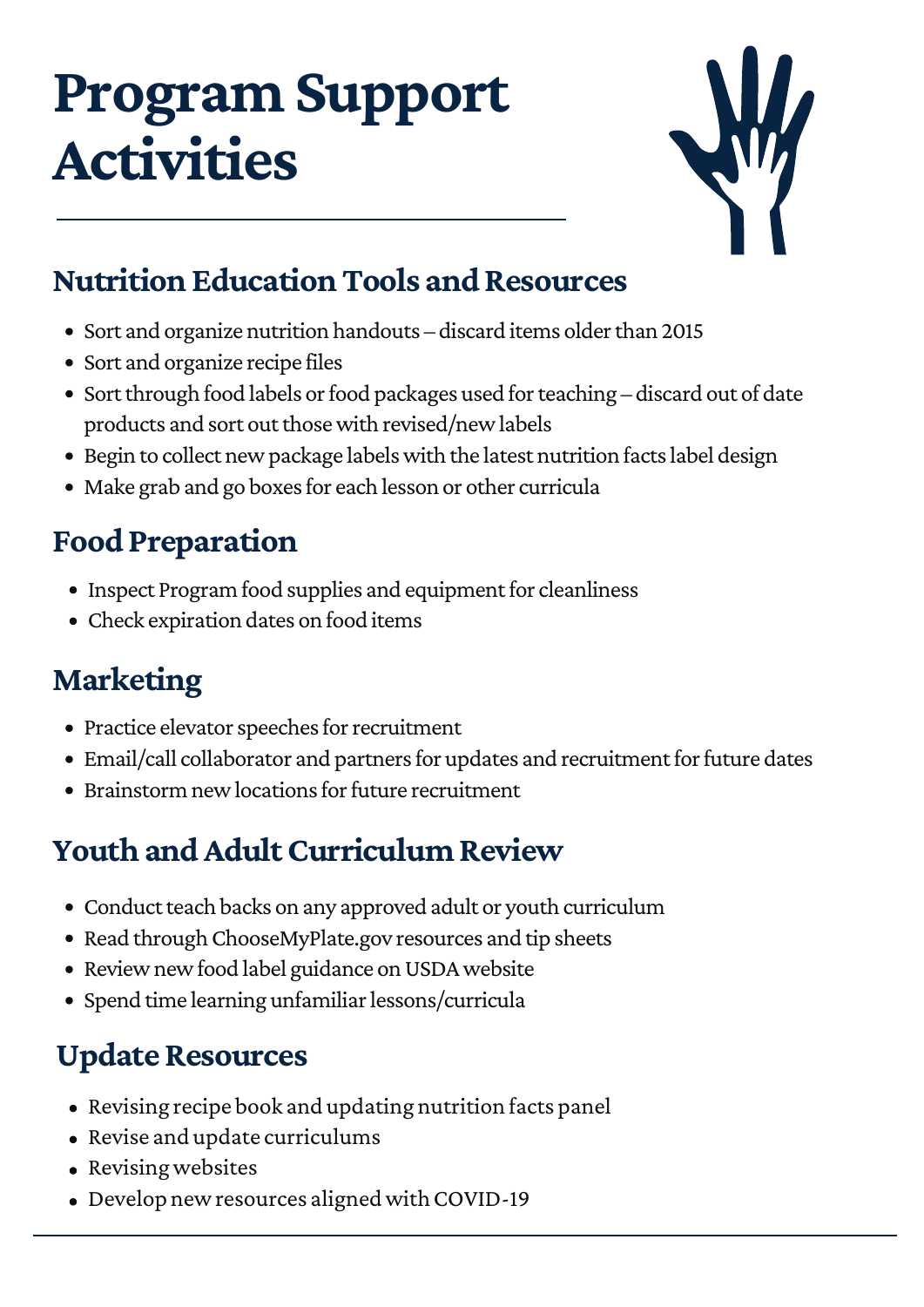# Program Support Activities

## Nutrition Education Tools and Resources

- Sort and organize nutrition handouts – discard items older than 2015
- Sort and organize recipe files
- Sort through food labels or food packages used for teaching – discard out of date products and sort out those with revised/new labels
- Begin to collect new package labels with the latest nutrition facts label design
- Make grab and go boxes for each lesson or other curricula

## Food Preparation

- Inspect Program food supplies and equipment for cleanliness
- Check expiration dates on food items

## Marketing

- Practice elevator speeches for recruitment
- Email/call collaborator and partners for updates and recruitment for future dates
- Brainstorm new locations for future recruitment

## Youth and Adult Curriculum Review

- Conduct teach backs on any approved adult or youth curriculum
- Read through ChooseMyPlate.gov resources and tip sheets
- Review new food label guidance on USDA website
- Spend time learning unfamiliar lessons/curricula

## Update Resources

- Revising recipe book and updating nutrition facts panel
- Revise and update curriculums
- Revising websites
- Develop new resources aligned with COVID-19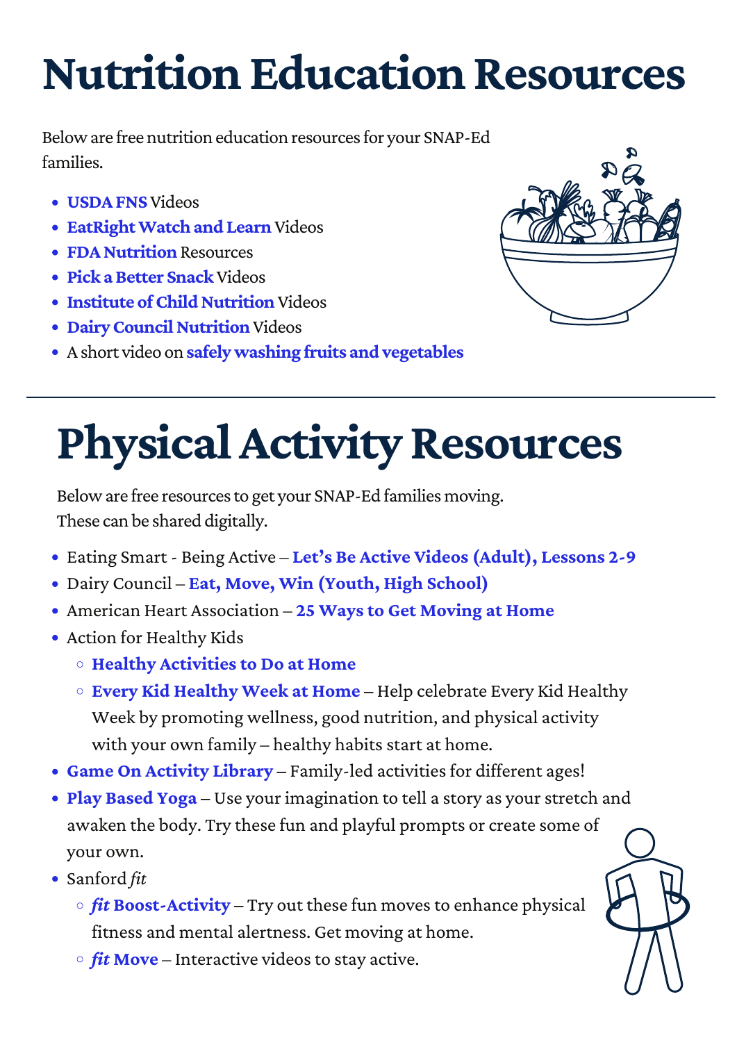# Nutrition Education Resources

Below are free nutrition education resources for your SNAP-Ed families.

- **USDA FNS** Videos
- **EatRight Watch and Learn** Videos
- **FDA Nutrition** Resources
- **Pick a Better Snack** Videos
- **Institute of Child Nutrition** Videos
- **Dairy Council Nutrition** Videos
- A short video on **safely washing fruits and vegetables**

---

# Physical Activity Resources

Below are free resources to get your SNAP-Ed families moving. These can be shared digitally.

- Eating Smart - Being Active – **Let's Be Active Videos (Adult), Lessons 2-9**
- Dairy Council – **Eat, Move, Win (Youth, High School)**
- American Heart Association – **25 Ways to Get Moving at Home**
- Action for Healthy Kids
  - **Healthy Activities to Do at Home**
  - **Every Kid Healthy Week at Home** – Help celebrate Every Kid Healthy Week by promoting wellness, good nutrition, and physical activity with your own family – healthy habits start at home.
- **Game On Activity Library** – Family-led activities for different ages!
- **Play Based Yoga** – Use your imagination to tell a story as your stretch and awaken the body. Try these fun and playful prompts or create some of your own.
- Sanford *fit*
  - ***fit* Boost-Activity** – Try out these fun moves to enhance physical fitness and mental alertness. Get moving at home.
  - ***fit* Move** – Interactive videos to stay active.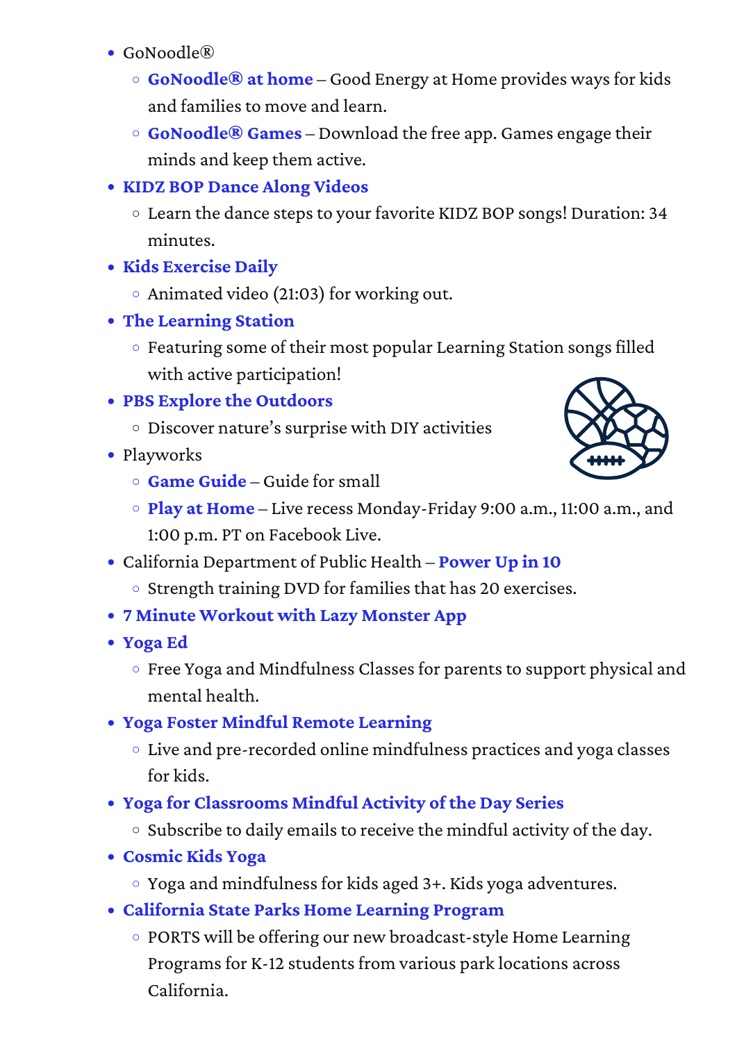- GoNoodle®
  - **GoNoodle® at home** – Good Energy at Home provides ways for kids and families to move and learn.
  - **GoNoodle® Games** – Download the free app. Games engage their minds and keep them active.
- **KIDZ BOP Dance Along Videos**
  - Learn the dance steps to your favorite KIDZ BOP songs! Duration: 34 minutes.
- **Kids Exercise Daily**
  - Animated video (21:03) for working out.
- **The Learning Station**
  - Featuring some of their most popular Learning Station songs filled with active participation!
- **PBS Explore the Outdoors**
  - Discover nature's surprise with DIY activities
- Playworks
  - **Game Guide** – Guide for small
  - **Play at Home** – Live recess Monday-Friday 9:00 a.m., 11:00 a.m., and 1:00 p.m. PT on Facebook Live.
- California Department of Public Health – **Power Up in 10**
  - Strength training DVD for families that has 20 exercises.
- **7 Minute Workout with Lazy Monster App**
- **Yoga Ed**
  - Free Yoga and Mindfulness Classes for parents to support physical and mental health.
- **Yoga Foster Mindful Remote Learning**
  - Live and pre-recorded online mindfulness practices and yoga classes for kids.
- **Yoga for Classrooms Mindful Activity of the Day Series**
  - Subscribe to daily emails to receive the mindful activity of the day.
- **Cosmic Kids Yoga**
  - Yoga and mindfulness for kids aged 3+. Kids yoga adventures.
- **California State Parks Home Learning Program**
  - PORTS will be offering our new broadcast-style Home Learning Programs for K-12 students from various park locations across California.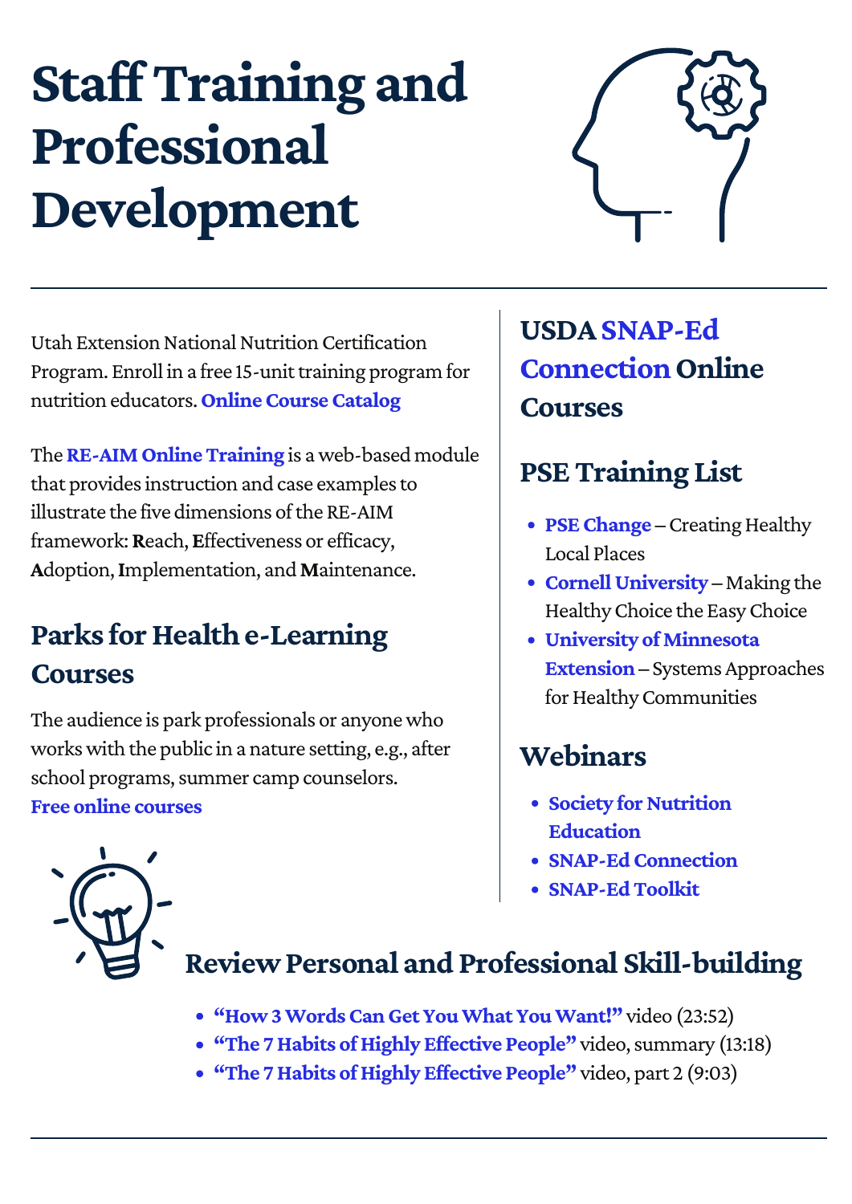# Staff Training and Professional Development

Utah Extension National Nutrition Certification Program. Enroll in a free 15-unit training program for nutrition educators. **Online Course Catalog**

The **RE-AIM Online Training** is a web-based module that provides instruction and case examples to illustrate the five dimensions of the RE-AIM framework: **R**each, **E**ffectiveness or efficacy, **A**doption, **I**mplementation, and **M**aintenance.

## Parks for Health e-Learning Courses

The audience is park professionals or anyone who works with the public in a nature setting, e.g., after school programs, summer camp counselors. **Free online courses**

## USDA SNAP-Ed Connection Online Courses

## PSE Training List

- **PSE Change** – Creating Healthy Local Places
- **Cornell University** – Making the Healthy Choice the Easy Choice
- **University of Minnesota Extension** – Systems Approaches for Healthy Communities

## Webinars

- **Society for Nutrition Education**
- **SNAP-Ed Connection**
- **SNAP-Ed Toolkit**

## Review Personal and Professional Skill-building

- **"How 3 Words Can Get You What You Want!"** video (23:52)
- **"The 7 Habits of Highly Effective People"** video, summary (13:18)
- **"The 7 Habits of Highly Effective People"** video, part 2 (9:03)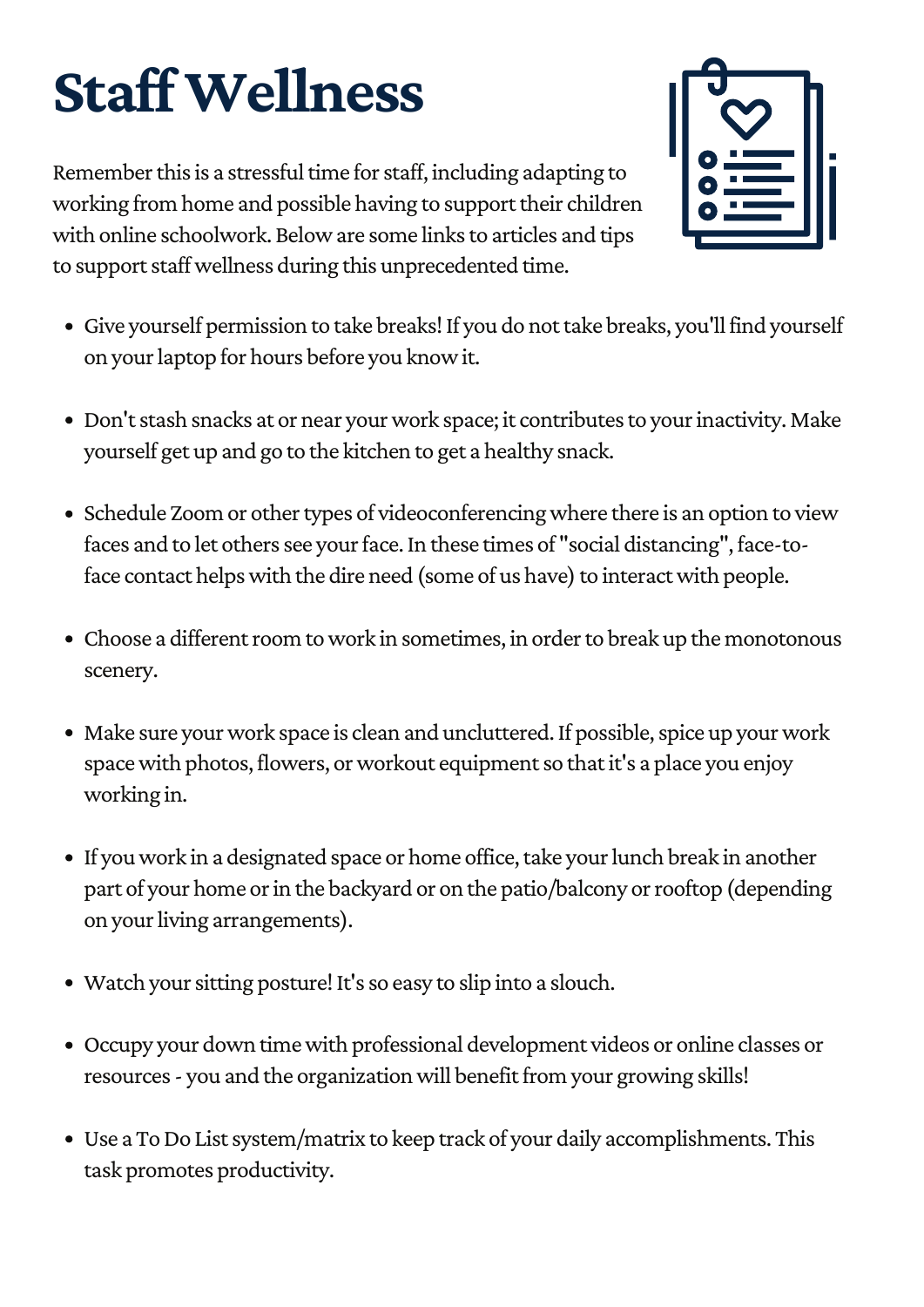# Staff Wellness

Remember this is a stressful time for staff, including adapting to working from home and possible having to support their children with online schoolwork. Below are some links to articles and tips to support staff wellness during this unprecedented time.

- Give yourself permission to take breaks! If you do not take breaks, you'll find yourself on your laptop for hours before you know it.
- Don't stash snacks at or near your work space; it contributes to your inactivity. Make yourself get up and go to the kitchen to get a healthy snack.
- Schedule Zoom or other types of videoconferencing where there is an option to view faces and to let others see your face. In these times of "social distancing", face-to-face contact helps with the dire need (some of us have) to interact with people.
- Choose a different room to work in sometimes, in order to break up the monotonous scenery.
- Make sure your work space is clean and uncluttered. If possible, spice up your work space with photos, flowers, or workout equipment so that it's a place you enjoy working in.
- If you work in a designated space or home office, take your lunch break in another part of your home or in the backyard or on the patio/balcony or rooftop (depending on your living arrangements).
- Watch your sitting posture! It's so easy to slip into a slouch.
- Occupy your down time with professional development videos or online classes or resources - you and the organization will benefit from your growing skills!
- Use a To Do List system/matrix to keep track of your daily accomplishments. This task promotes productivity.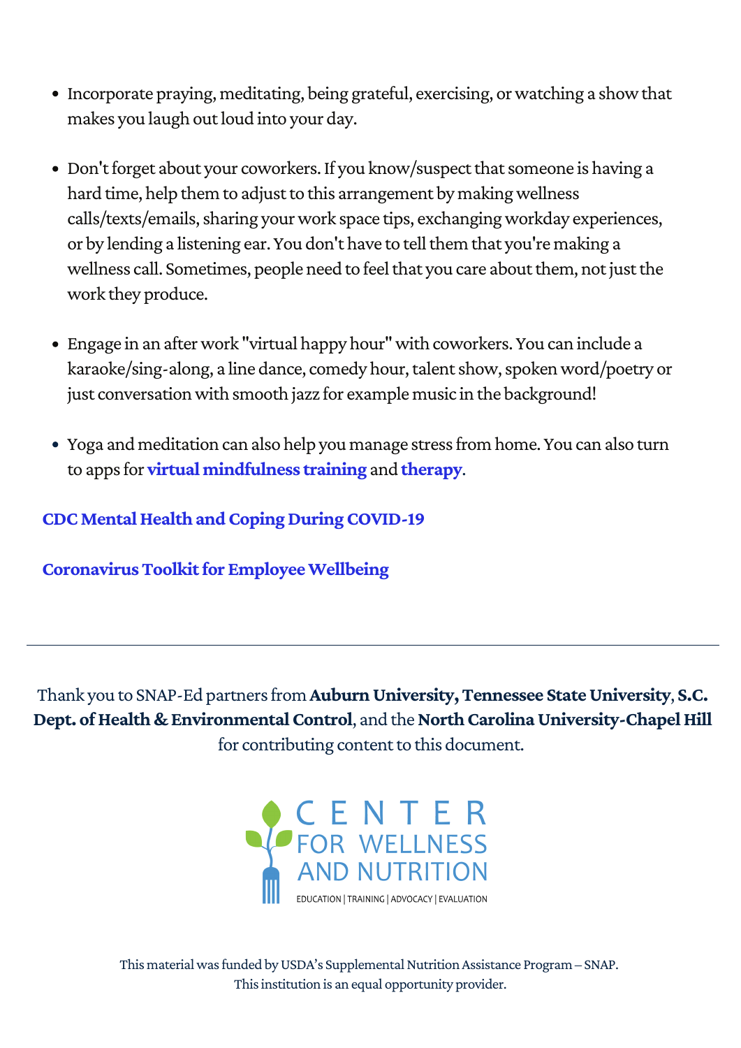- Incorporate praying, meditating, being grateful, exercising, or watching a show that makes you laugh out loud into your day.

- Don't forget about your coworkers. If you know/suspect that someone is having a hard time, help them to adjust to this arrangement by making wellness calls/texts/emails, sharing your work space tips, exchanging workday experiences, or by lending a listening ear. You don't have to tell them that you're making a wellness call. Sometimes, people need to feel that you care about them, not just the work they produce.

- Engage in an after work "virtual happy hour" with coworkers. You can include a karaoke/sing-along, a line dance, comedy hour, talent show, spoken word/poetry or just conversation with smooth jazz for example music in the background!

- Yoga and meditation can also help you manage stress from home. You can also turn to apps for **virtual mindfulness training** and **therapy**.

**CDC Mental Health and Coping During COVID-19**

**Coronavirus Toolkit for Employee Wellbeing**

---

Thank you to SNAP-Ed partners from **Auburn University, Tennessee State University**, **S.C. Dept. of Health & Environmental Control**, and the **North Carolina University-Chapel Hill** for contributing content to this document.

CENTER FOR WELLNESS AND NUTRITION

EDUCATION | TRAINING | ADVOCACY | EVALUATION

This material was funded by USDA's Supplemental Nutrition Assistance Program – SNAP.
This institution is an equal opportunity provider.